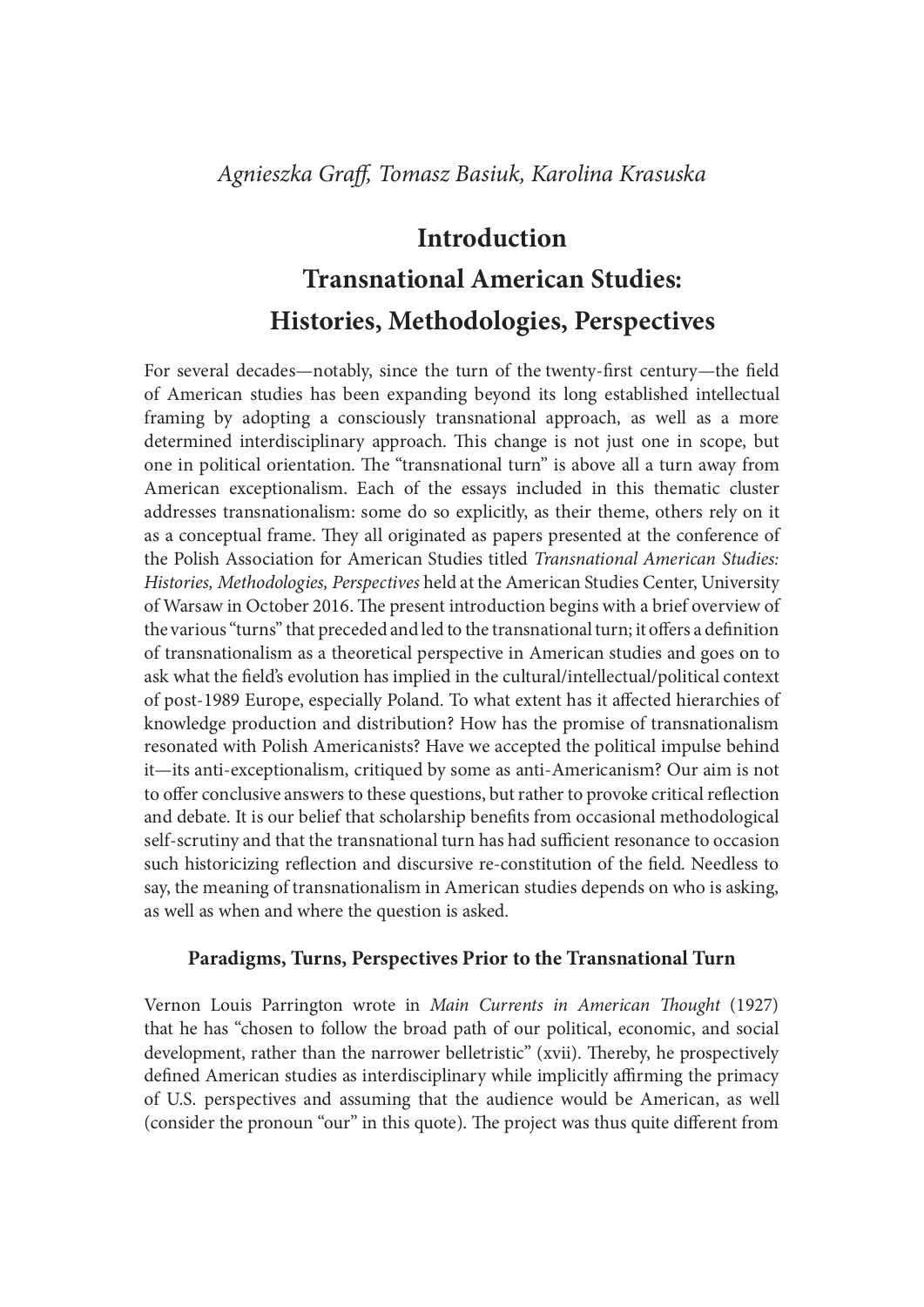*Agnieszka Graff, Tomasz Basiuk, Karolina Krasuska*

# Introduction
# Transnational American Studies: Histories, Methodologies, Perspectives

For several decades—notably, since the turn of the twenty-first century—the field of American studies has been expanding beyond its long established intellectual framing by adopting a consciously transnational approach, as well as a more determined interdisciplinary approach. This change is not just one in scope, but one in political orientation. The "transnational turn" is above all a turn away from American exceptionalism. Each of the essays included in this thematic cluster addresses transnationalism: some do so explicitly, as their theme, others rely on it as a conceptual frame. They all originated as papers presented at the conference of the Polish Association for American Studies titled *Transnational American Studies: Histories, Methodologies, Perspectives* held at the American Studies Center, University of Warsaw in October 2016. The present introduction begins with a brief overview of the various "turns" that preceded and led to the transnational turn; it offers a definition of transnationalism as a theoretical perspective in American studies and goes on to ask what the field's evolution has implied in the cultural/intellectual/political context of post-1989 Europe, especially Poland. To what extent has it affected hierarchies of knowledge production and distribution? How has the promise of transnationalism resonated with Polish Americanists? Have we accepted the political impulse behind it—its anti-exceptionalism, critiqued by some as anti-Americanism? Our aim is not to offer conclusive answers to these questions, but rather to provoke critical reflection and debate. It is our belief that scholarship benefits from occasional methodological self-scrutiny and that the transnational turn has had sufficient resonance to occasion such historicizing reflection and discursive re-constitution of the field. Needless to say, the meaning of transnationalism in American studies depends on who is asking, as well as when and where the question is asked.

## Paradigms, Turns, Perspectives Prior to the Transnational Turn

Vernon Louis Parrington wrote in *Main Currents in American Thought* (1927) that he has "chosen to follow the broad path of our political, economic, and social development, rather than the narrower belletristic" (xvii). Thereby, he prospectively defined American studies as interdisciplinary while implicitly affirming the primacy of U.S. perspectives and assuming that the audience would be American, as well (consider the pronoun "our" in this quote). The project was thus quite different from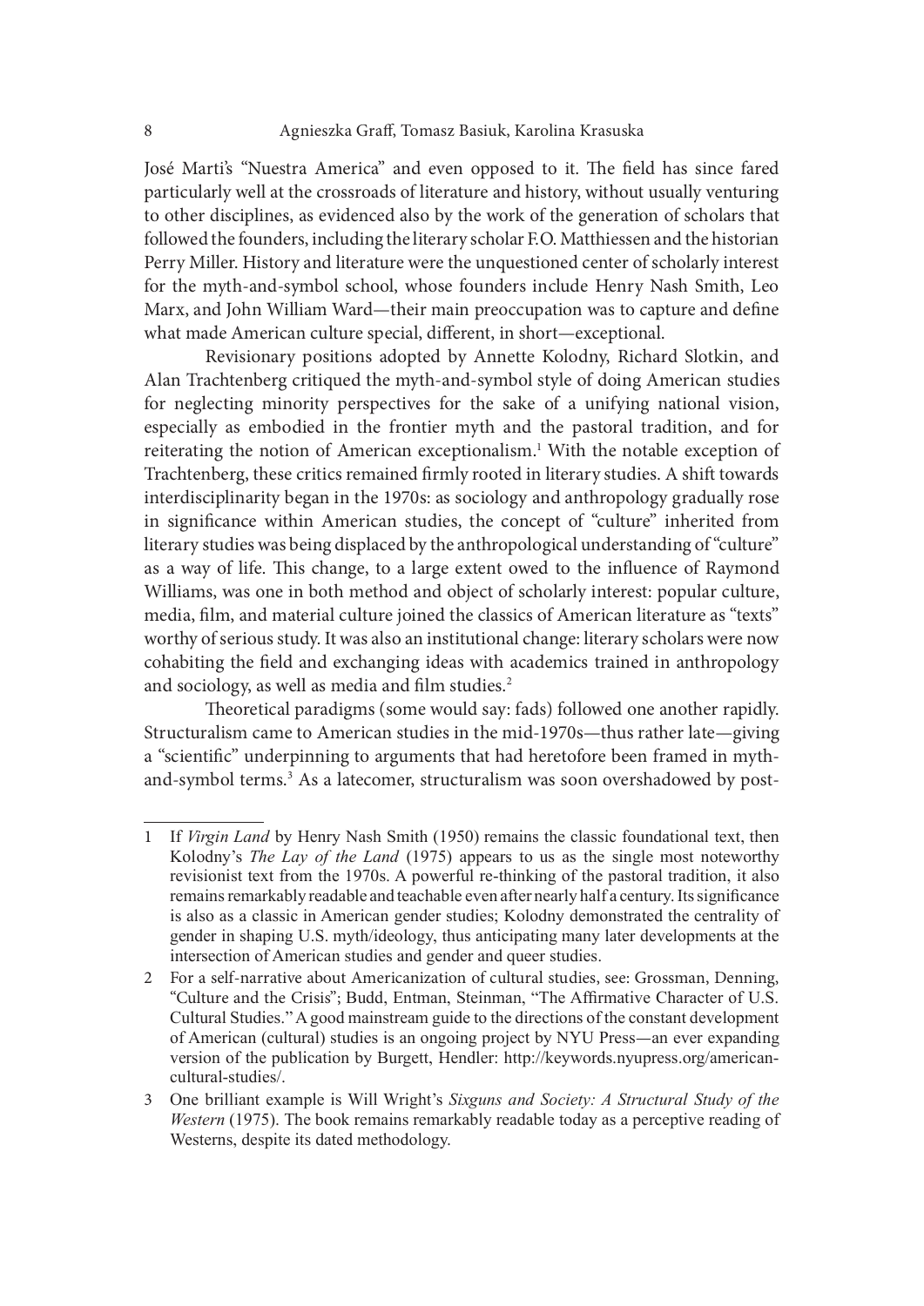José Marti's "Nuestra America" and even opposed to it. The field has since fared particularly well at the crossroads of literature and history, without usually venturing to other disciplines, as evidenced also by the work of the generation of scholars that followed the founders, including the literary scholar F.O. Matthiessen and the historian Perry Miller. History and literature were the unquestioned center of scholarly interest for the myth-and-symbol school, whose founders include Henry Nash Smith, Leo Marx, and John William Ward—their main preoccupation was to capture and define what made American culture special, different, in short—exceptional.

Revisionary positions adopted by Annette Kolodny, Richard Slotkin, and Alan Trachtenberg critiqued the myth-and-symbol style of doing American studies for neglecting minority perspectives for the sake of a unifying national vision, especially as embodied in the frontier myth and the pastoral tradition, and for reiterating the notion of American exceptionalism.[1] With the notable exception of Trachtenberg, these critics remained firmly rooted in literary studies. A shift towards interdisciplinarity began in the 1970s: as sociology and anthropology gradually rose in significance within American studies, the concept of "culture" inherited from literary studies was being displaced by the anthropological understanding of "culture" as a way of life. This change, to a large extent owed to the influence of Raymond Williams, was one in both method and object of scholarly interest: popular culture, media, film, and material culture joined the classics of American literature as "texts" worthy of serious study. It was also an institutional change: literary scholars were now cohabiting the field and exchanging ideas with academics trained in anthropology and sociology, as well as media and film studies.[2]

Theoretical paradigms (some would say: fads) followed one another rapidly. Structuralism came to American studies in the mid-1970s—thus rather late—giving a "scientific" underpinning to arguments that had heretofore been framed in myth-and-symbol terms.[3] As a latecomer, structuralism was soon overshadowed by post-

---

1 If *Virgin Land* by Henry Nash Smith (1950) remains the classic foundational text, then Kolodny's *The Lay of the Land* (1975) appears to us as the single most noteworthy revisionist text from the 1970s. A powerful re-thinking of the pastoral tradition, it also remains remarkably readable and teachable even after nearly half a century. Its significance is also as a classic in American gender studies; Kolodny demonstrated the centrality of gender in shaping U.S. myth/ideology, thus anticipating many later developments at the intersection of American studies and gender and queer studies.

2 For a self-narrative about Americanization of cultural studies, see: Grossman, Denning, "Culture and the Crisis"; Budd, Entman, Steinman, "The Affirmative Character of U.S. Cultural Studies." A good mainstream guide to the directions of the constant development of American (cultural) studies is an ongoing project by NYU Press—an ever expanding version of the publication by Burgett, Hendler: http://keywords.nyupress.org/american-cultural-studies/.

3 One brilliant example is Will Wright's *Sixguns and Society: A Structural Study of the Western* (1975). The book remains remarkably readable today as a perceptive reading of Westerns, despite its dated methodology.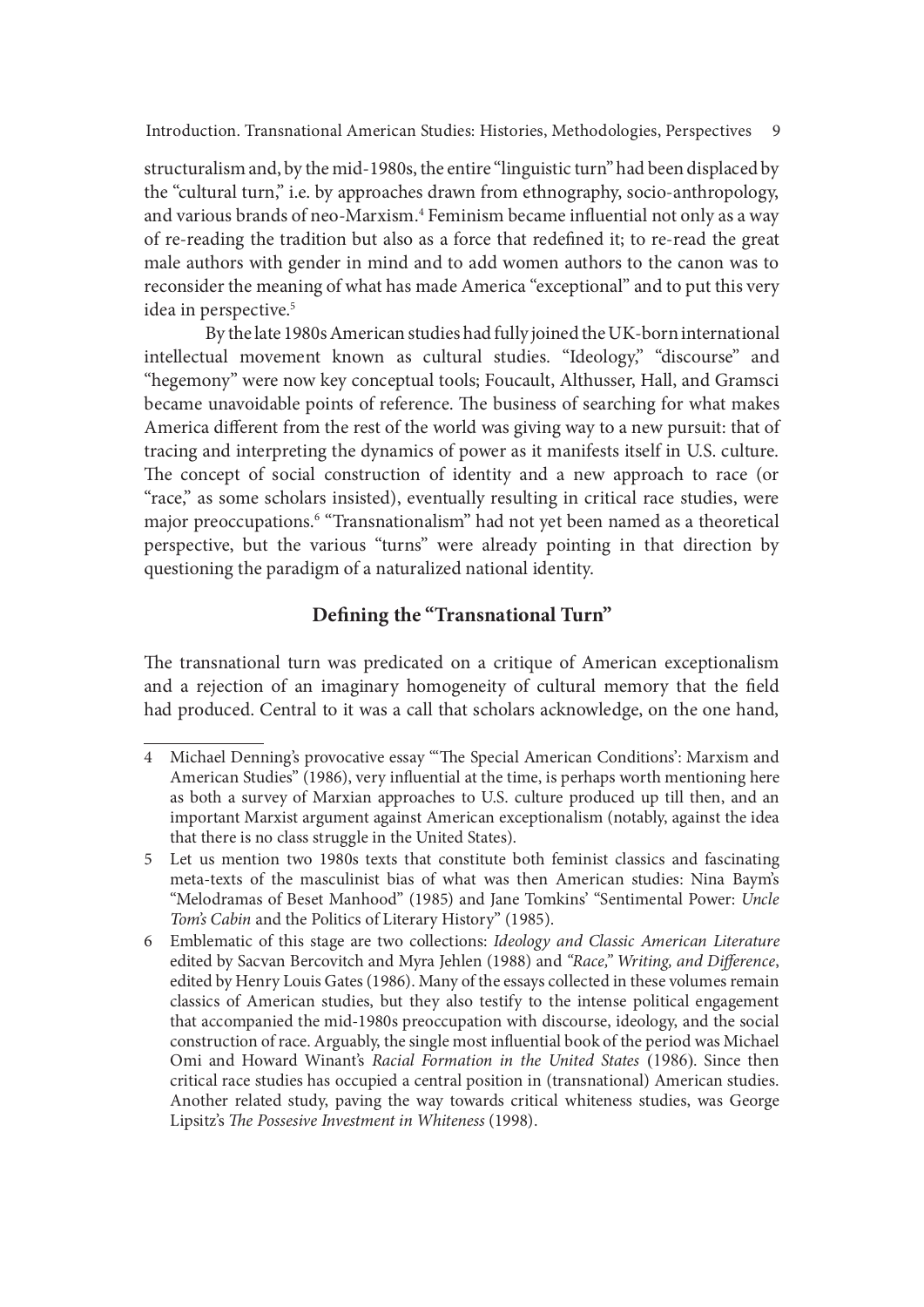structuralism and, by the mid-1980s, the entire "linguistic turn" had been displaced by the "cultural turn," i.e. by approaches drawn from ethnography, socio-anthropology, and various brands of neo-Marxism.[4] Feminism became influential not only as a way of re-reading the tradition but also as a force that redefined it; to re-read the great male authors with gender in mind and to add women authors to the canon was to reconsider the meaning of what has made America "exceptional" and to put this very idea in perspective.[5]

By the late 1980s American studies had fully joined the UK-born international intellectual movement known as cultural studies. "Ideology," "discourse" and "hegemony" were now key conceptual tools; Foucault, Althusser, Hall, and Gramsci became unavoidable points of reference. The business of searching for what makes America different from the rest of the world was giving way to a new pursuit: that of tracing and interpreting the dynamics of power as it manifests itself in U.S. culture. The concept of social construction of identity and a new approach to race (or "race," as some scholars insisted), eventually resulting in critical race studies, were major preoccupations.[6] "Transnationalism" had not yet been named as a theoretical perspective, but the various "turns" were already pointing in that direction by questioning the paradigm of a naturalized national identity.

## Defining the "Transnational Turn"

The transnational turn was predicated on a critique of American exceptionalism and a rejection of an imaginary homogeneity of cultural memory that the field had produced. Central to it was a call that scholars acknowledge, on the one hand,

---

4 Michael Denning's provocative essay "'The Special American Conditions': Marxism and American Studies" (1986), very influential at the time, is perhaps worth mentioning here as both a survey of Marxian approaches to U.S. culture produced up till then, and an important Marxist argument against American exceptionalism (notably, against the idea that there is no class struggle in the United States).

5 Let us mention two 1980s texts that constitute both feminist classics and fascinating meta-texts of the masculinist bias of what was then American studies: Nina Baym's "Melodramas of Beset Manhood" (1985) and Jane Tomkins' "Sentimental Power: *Uncle Tom's Cabin* and the Politics of Literary History" (1985).

6 Emblematic of this stage are two collections: *Ideology and Classic American Literature* edited by Sacvan Bercovitch and Myra Jehlen (1988) and *"Race," Writing, and Difference*, edited by Henry Louis Gates (1986). Many of the essays collected in these volumes remain classics of American studies, but they also testify to the intense political engagement that accompanied the mid-1980s preoccupation with discourse, ideology, and the social construction of race. Arguably, the single most influential book of the period was Michael Omi and Howard Winant's *Racial Formation in the United States* (1986). Since then critical race studies has occupied a central position in (transnational) American studies. Another related study, paving the way towards critical whiteness studies, was George Lipsitz's *The Possesive Investment in Whiteness* (1998).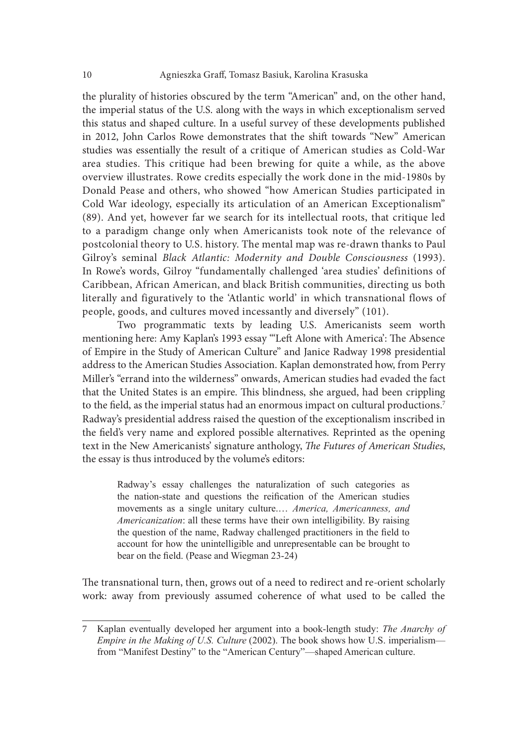the plurality of histories obscured by the term "American" and, on the other hand, the imperial status of the U.S. along with the ways in which exceptionalism served this status and shaped culture. In a useful survey of these developments published in 2012, John Carlos Rowe demonstrates that the shift towards "New" American studies was essentially the result of a critique of American studies as Cold-War area studies. This critique had been brewing for quite a while, as the above overview illustrates. Rowe credits especially the work done in the mid-1980s by Donald Pease and others, who showed "how American Studies participated in Cold War ideology, especially its articulation of an American Exceptionalism" (89). And yet, however far we search for its intellectual roots, that critique led to a paradigm change only when Americanists took note of the relevance of postcolonial theory to U.S. history. The mental map was re-drawn thanks to Paul Gilroy's seminal *Black Atlantic: Modernity and Double Consciousness* (1993). In Rowe's words, Gilroy "fundamentally challenged 'area studies' definitions of Caribbean, African American, and black British communities, directing us both literally and figuratively to the 'Atlantic world' in which transnational flows of people, goods, and cultures moved incessantly and diversely" (101).

Two programmatic texts by leading U.S. Americanists seem worth mentioning here: Amy Kaplan's 1993 essay "'Left Alone with America': The Absence of Empire in the Study of American Culture" and Janice Radway 1998 presidential address to the American Studies Association. Kaplan demonstrated how, from Perry Miller's "errand into the wilderness" onwards, American studies had evaded the fact that the United States is an empire. This blindness, she argued, had been crippling to the field, as the imperial status had an enormous impact on cultural productions.[7] Radway's presidential address raised the question of the exceptionalism inscribed in the field's very name and explored possible alternatives. Reprinted as the opening text in the New Americanists' signature anthology, *The Futures of American Studies*, the essay is thus introduced by the volume's editors:

> Radway's essay challenges the naturalization of such categories as the nation-state and questions the reification of the American studies movements as a single unitary culture.… *America, Americanness, and Americanization*: all these terms have their own intelligibility. By raising the question of the name, Radway challenged practitioners in the field to account for how the unintelligible and unrepresentable can be brought to bear on the field. (Pease and Wiegman 23-24)

The transnational turn, then, grows out of a need to redirect and re-orient scholarly work: away from previously assumed coherence of what used to be called the

---

7 Kaplan eventually developed her argument into a book-length study: *The Anarchy of Empire in the Making of U.S. Culture* (2002). The book shows how U.S. imperialism—from "Manifest Destiny" to the "American Century"—shaped American culture.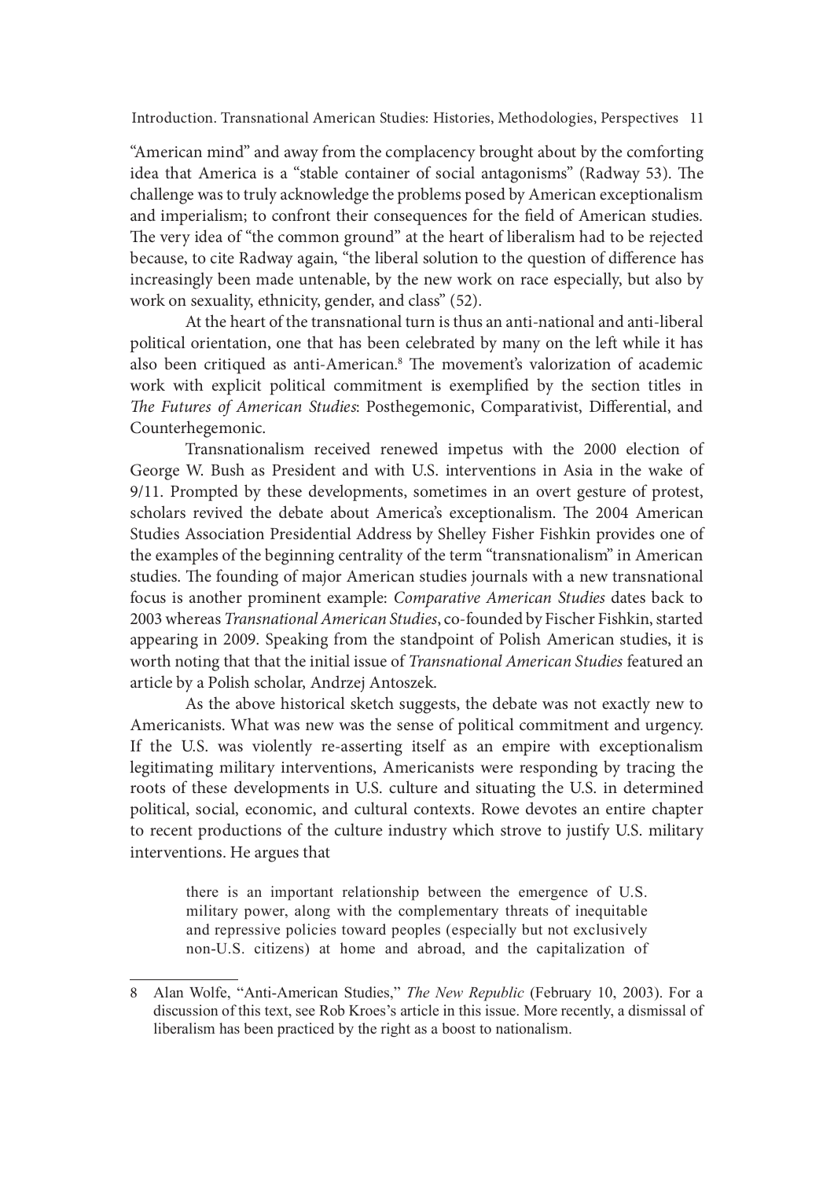"American mind" and away from the complacency brought about by the comforting idea that America is a "stable container of social antagonisms" (Radway 53). The challenge was to truly acknowledge the problems posed by American exceptionalism and imperialism; to confront their consequences for the field of American studies. The very idea of "the common ground" at the heart of liberalism had to be rejected because, to cite Radway again, "the liberal solution to the question of difference has increasingly been made untenable, by the new work on race especially, but also by work on sexuality, ethnicity, gender, and class" (52).

At the heart of the transnational turn is thus an anti-national and anti-liberal political orientation, one that has been celebrated by many on the left while it has also been critiqued as anti-American.[8] The movement's valorization of academic work with explicit political commitment is exemplified by the section titles in *The Futures of American Studies*: Posthegemonic, Comparativist, Differential, and Counterhegemonic.

Transnationalism received renewed impetus with the 2000 election of George W. Bush as President and with U.S. interventions in Asia in the wake of 9/11. Prompted by these developments, sometimes in an overt gesture of protest, scholars revived the debate about America's exceptionalism. The 2004 American Studies Association Presidential Address by Shelley Fisher Fishkin provides one of the examples of the beginning centrality of the term "transnationalism" in American studies. The founding of major American studies journals with a new transnational focus is another prominent example: *Comparative American Studies* dates back to 2003 whereas *Transnational American Studies*, co-founded by Fischer Fishkin, started appearing in 2009. Speaking from the standpoint of Polish American studies, it is worth noting that that the initial issue of *Transnational American Studies* featured an article by a Polish scholar, Andrzej Antoszek.

As the above historical sketch suggests, the debate was not exactly new to Americanists. What was new was the sense of political commitment and urgency. If the U.S. was violently re-asserting itself as an empire with exceptionalism legitimating military interventions, Americanists were responding by tracing the roots of these developments in U.S. culture and situating the U.S. in determined political, social, economic, and cultural contexts. Rowe devotes an entire chapter to recent productions of the culture industry which strove to justify U.S. military interventions. He argues that

> there is an important relationship between the emergence of U.S. military power, along with the complementary threats of inequitable and repressive policies toward peoples (especially but not exclusively non-U.S. citizens) at home and abroad, and the capitalization of

---

8 Alan Wolfe, "Anti-American Studies," *The New Republic* (February 10, 2003). For a discussion of this text, see Rob Kroes's article in this issue. More recently, a dismissal of liberalism has been practiced by the right as a boost to nationalism.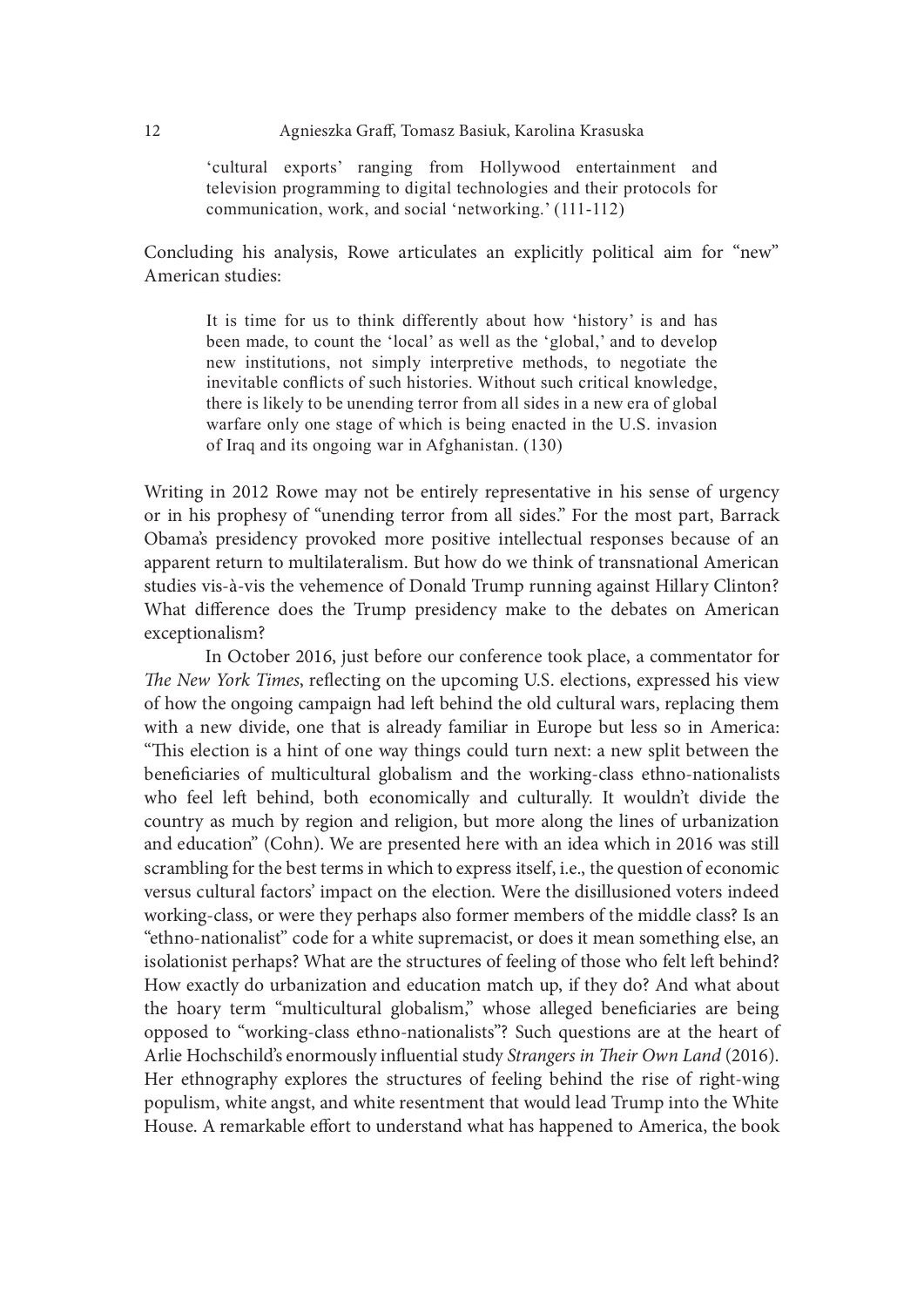> 'cultural exports' ranging from Hollywood entertainment and television programming to digital technologies and their protocols for communication, work, and social 'networking.' (111-112)

Concluding his analysis, Rowe articulates an explicitly political aim for "new" American studies:

> It is time for us to think differently about how 'history' is and has been made, to count the 'local' as well as the 'global,' and to develop new institutions, not simply interpretive methods, to negotiate the inevitable conflicts of such histories. Without such critical knowledge, there is likely to be unending terror from all sides in a new era of global warfare only one stage of which is being enacted in the U.S. invasion of Iraq and its ongoing war in Afghanistan. (130)

Writing in 2012 Rowe may not be entirely representative in his sense of urgency or in his prophesy of "unending terror from all sides." For the most part, Barrack Obama's presidency provoked more positive intellectual responses because of an apparent return to multilateralism. But how do we think of transnational American studies vis-à-vis the vehemence of Donald Trump running against Hillary Clinton? What difference does the Trump presidency make to the debates on American exceptionalism?

In October 2016, just before our conference took place, a commentator for *The New York Times*, reflecting on the upcoming U.S. elections, expressed his view of how the ongoing campaign had left behind the old cultural wars, replacing them with a new divide, one that is already familiar in Europe but less so in America: "This election is a hint of one way things could turn next: a new split between the beneficiaries of multicultural globalism and the working-class ethno-nationalists who feel left behind, both economically and culturally. It wouldn't divide the country as much by region and religion, but more along the lines of urbanization and education" (Cohn). We are presented here with an idea which in 2016 was still scrambling for the best terms in which to express itself, i.e., the question of economic versus cultural factors' impact on the election. Were the disillusioned voters indeed working-class, or were they perhaps also former members of the middle class? Is an "ethno-nationalist" code for a white supremacist, or does it mean something else, an isolationist perhaps? What are the structures of feeling of those who felt left behind? How exactly do urbanization and education match up, if they do? And what about the hoary term "multicultural globalism," whose alleged beneficiaries are being opposed to "working-class ethno-nationalists"? Such questions are at the heart of Arlie Hochschild's enormously influential study *Strangers in Their Own Land* (2016). Her ethnography explores the structures of feeling behind the rise of right-wing populism, white angst, and white resentment that would lead Trump into the White House. A remarkable effort to understand what has happened to America, the book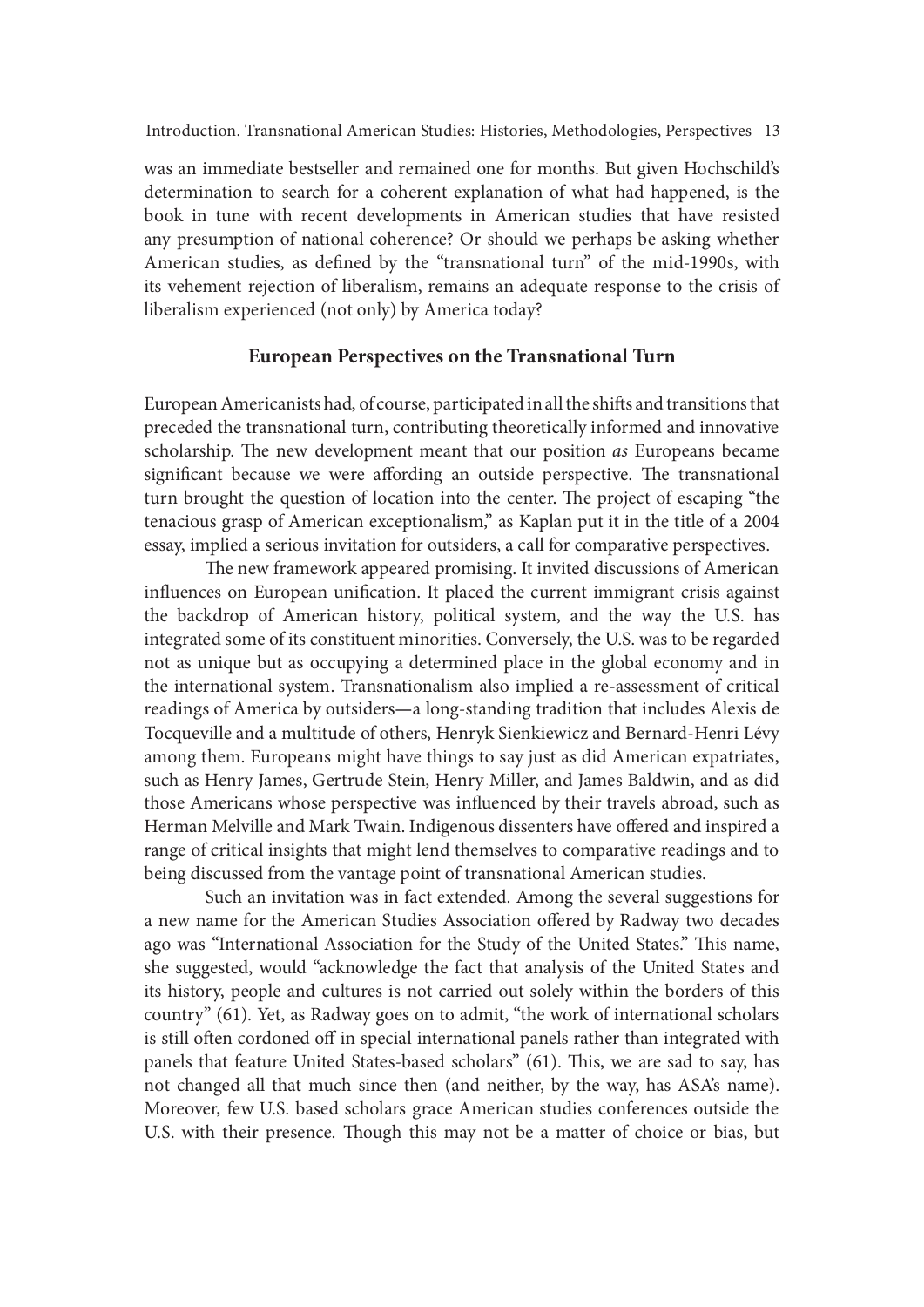was an immediate bestseller and remained one for months. But given Hochschild's determination to search for a coherent explanation of what had happened, is the book in tune with recent developments in American studies that have resisted any presumption of national coherence? Or should we perhaps be asking whether American studies, as defined by the "transnational turn" of the mid-1990s, with its vehement rejection of liberalism, remains an adequate response to the crisis of liberalism experienced (not only) by America today?

## European Perspectives on the Transnational Turn

European Americanists had, of course, participated in all the shifts and transitions that preceded the transnational turn, contributing theoretically informed and innovative scholarship. The new development meant that our position *as* Europeans became significant because we were affording an outside perspective. The transnational turn brought the question of location into the center. The project of escaping "the tenacious grasp of American exceptionalism," as Kaplan put it in the title of a 2004 essay, implied a serious invitation for outsiders, a call for comparative perspectives.

The new framework appeared promising. It invited discussions of American influences on European unification. It placed the current immigrant crisis against the backdrop of American history, political system, and the way the U.S. has integrated some of its constituent minorities. Conversely, the U.S. was to be regarded not as unique but as occupying a determined place in the global economy and in the international system. Transnationalism also implied a re-assessment of critical readings of America by outsiders—a long-standing tradition that includes Alexis de Tocqueville and a multitude of others, Henryk Sienkiewicz and Bernard-Henri Lévy among them. Europeans might have things to say just as did American expatriates, such as Henry James, Gertrude Stein, Henry Miller, and James Baldwin, and as did those Americans whose perspective was influenced by their travels abroad, such as Herman Melville and Mark Twain. Indigenous dissenters have offered and inspired a range of critical insights that might lend themselves to comparative readings and to being discussed from the vantage point of transnational American studies.

Such an invitation was in fact extended. Among the several suggestions for a new name for the American Studies Association offered by Radway two decades ago was "International Association for the Study of the United States." This name, she suggested, would "acknowledge the fact that analysis of the United States and its history, people and cultures is not carried out solely within the borders of this country" (61). Yet, as Radway goes on to admit, "the work of international scholars is still often cordoned off in special international panels rather than integrated with panels that feature United States-based scholars" (61). This, we are sad to say, has not changed all that much since then (and neither, by the way, has ASA's name). Moreover, few U.S. based scholars grace American studies conferences outside the U.S. with their presence. Though this may not be a matter of choice or bias, but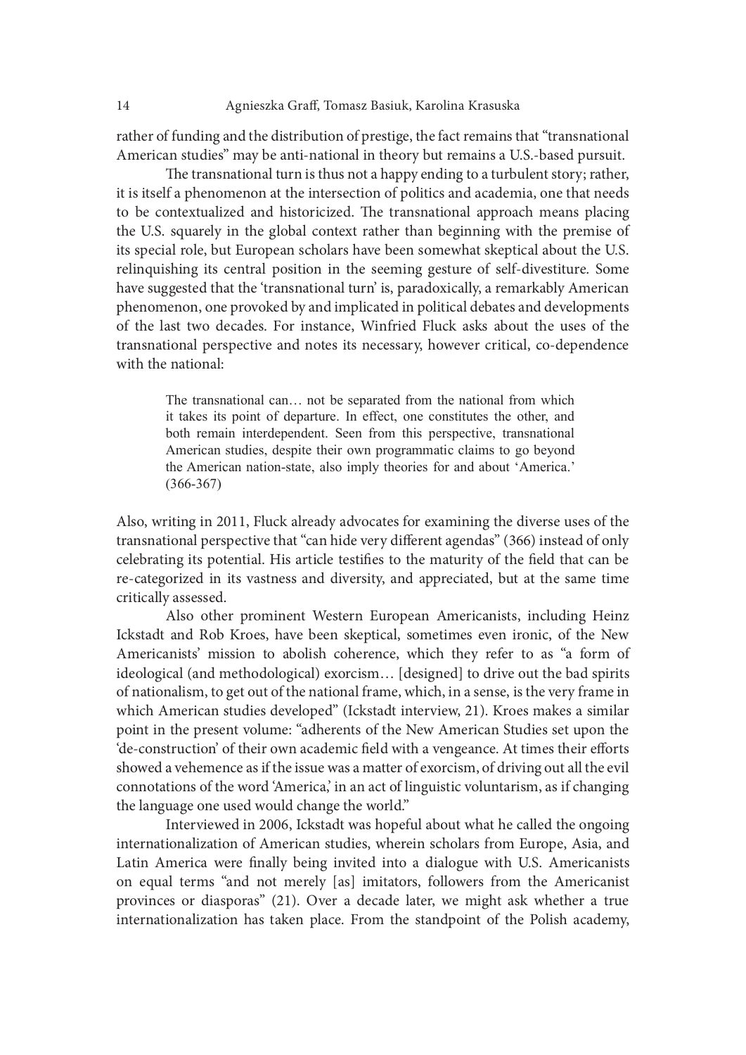rather of funding and the distribution of prestige, the fact remains that "transnational American studies" may be anti-national in theory but remains a U.S.-based pursuit.

The transnational turn is thus not a happy ending to a turbulent story; rather, it is itself a phenomenon at the intersection of politics and academia, one that needs to be contextualized and historicized. The transnational approach means placing the U.S. squarely in the global context rather than beginning with the premise of its special role, but European scholars have been somewhat skeptical about the U.S. relinquishing its central position in the seeming gesture of self-divestiture. Some have suggested that the 'transnational turn' is, paradoxically, a remarkably American phenomenon, one provoked by and implicated in political debates and developments of the last two decades. For instance, Winfried Fluck asks about the uses of the transnational perspective and notes its necessary, however critical, co-dependence with the national:

> The transnational can… not be separated from the national from which it takes its point of departure. In effect, one constitutes the other, and both remain interdependent. Seen from this perspective, transnational American studies, despite their own programmatic claims to go beyond the American nation-state, also imply theories for and about 'America.' (366-367)

Also, writing in 2011, Fluck already advocates for examining the diverse uses of the transnational perspective that "can hide very different agendas" (366) instead of only celebrating its potential. His article testifies to the maturity of the field that can be re-categorized in its vastness and diversity, and appreciated, but at the same time critically assessed.

Also other prominent Western European Americanists, including Heinz Ickstadt and Rob Kroes, have been skeptical, sometimes even ironic, of the New Americanists' mission to abolish coherence, which they refer to as "a form of ideological (and methodological) exorcism… [designed] to drive out the bad spirits of nationalism, to get out of the national frame, which, in a sense, is the very frame in which American studies developed" (Ickstadt interview, 21). Kroes makes a similar point in the present volume: "adherents of the New American Studies set upon the 'de-construction' of their own academic field with a vengeance. At times their efforts showed a vehemence as if the issue was a matter of exorcism, of driving out all the evil connotations of the word 'America,' in an act of linguistic voluntarism, as if changing the language one used would change the world."

Interviewed in 2006, Ickstadt was hopeful about what he called the ongoing internationalization of American studies, wherein scholars from Europe, Asia, and Latin America were finally being invited into a dialogue with U.S. Americanists on equal terms "and not merely [as] imitators, followers from the Americanist provinces or diasporas" (21). Over a decade later, we might ask whether a true internationalization has taken place. From the standpoint of the Polish academy,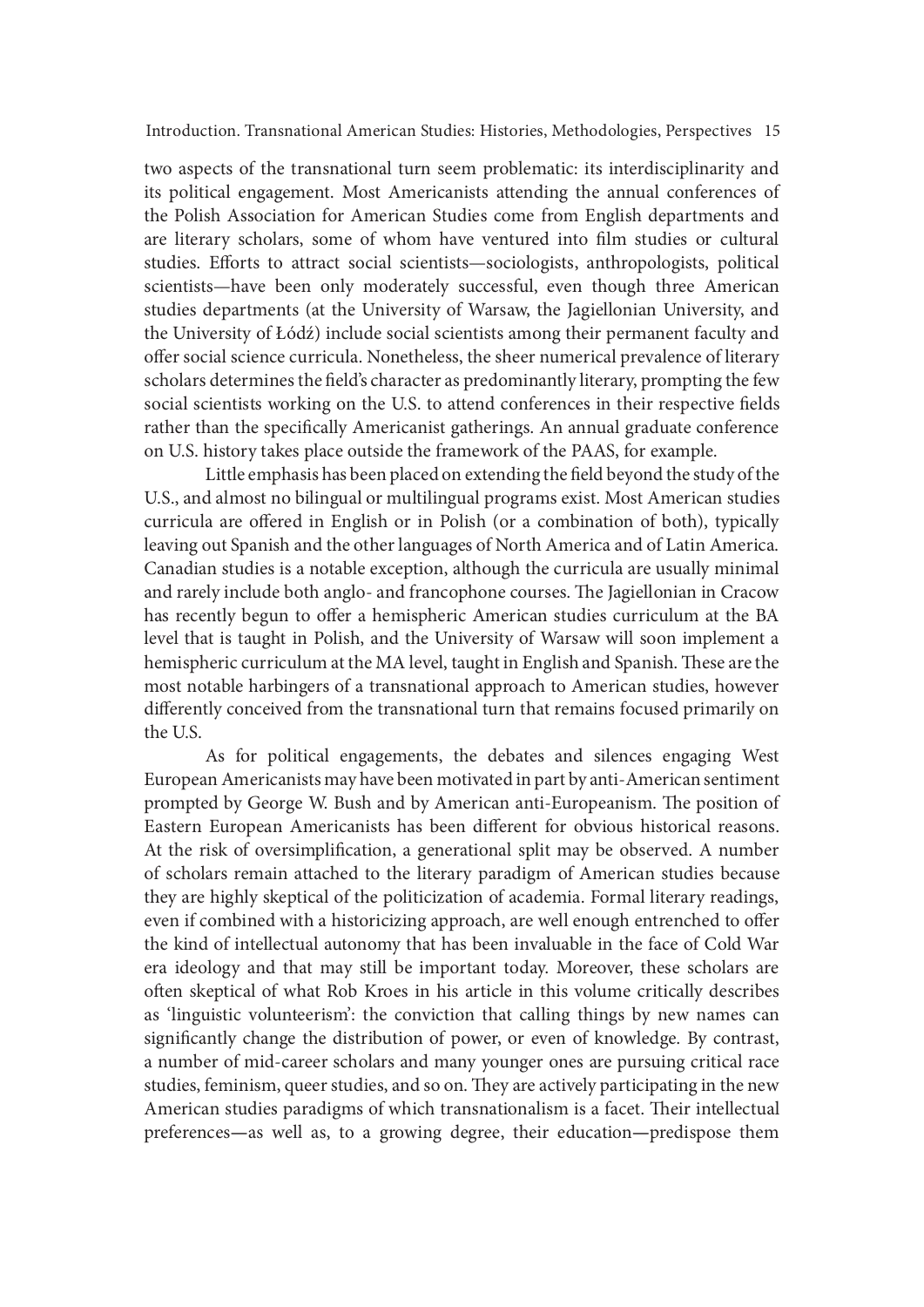two aspects of the transnational turn seem problematic: its interdisciplinarity and its political engagement. Most Americanists attending the annual conferences of the Polish Association for American Studies come from English departments and are literary scholars, some of whom have ventured into film studies or cultural studies. Efforts to attract social scientists—sociologists, anthropologists, political scientists—have been only moderately successful, even though three American studies departments (at the University of Warsaw, the Jagiellonian University, and the University of Łódź) include social scientists among their permanent faculty and offer social science curricula. Nonetheless, the sheer numerical prevalence of literary scholars determines the field's character as predominantly literary, prompting the few social scientists working on the U.S. to attend conferences in their respective fields rather than the specifically Americanist gatherings. An annual graduate conference on U.S. history takes place outside the framework of the PAAS, for example.

Little emphasis has been placed on extending the field beyond the study of the U.S., and almost no bilingual or multilingual programs exist. Most American studies curricula are offered in English or in Polish (or a combination of both), typically leaving out Spanish and the other languages of North America and of Latin America. Canadian studies is a notable exception, although the curricula are usually minimal and rarely include both anglo- and francophone courses. The Jagiellonian in Cracow has recently begun to offer a hemispheric American studies curriculum at the BA level that is taught in Polish, and the University of Warsaw will soon implement a hemispheric curriculum at the MA level, taught in English and Spanish. These are the most notable harbingers of a transnational approach to American studies, however differently conceived from the transnational turn that remains focused primarily on the U.S.

As for political engagements, the debates and silences engaging West European Americanists may have been motivated in part by anti-American sentiment prompted by George W. Bush and by American anti-Europeanism. The position of Eastern European Americanists has been different for obvious historical reasons. At the risk of oversimplification, a generational split may be observed. A number of scholars remain attached to the literary paradigm of American studies because they are highly skeptical of the politicization of academia. Formal literary readings, even if combined with a historicizing approach, are well enough entrenched to offer the kind of intellectual autonomy that has been invaluable in the face of Cold War era ideology and that may still be important today. Moreover, these scholars are often skeptical of what Rob Kroes in his article in this volume critically describes as 'linguistic volunteerism': the conviction that calling things by new names can significantly change the distribution of power, or even of knowledge. By contrast, a number of mid-career scholars and many younger ones are pursuing critical race studies, feminism, queer studies, and so on. They are actively participating in the new American studies paradigms of which transnationalism is a facet. Their intellectual preferences—as well as, to a growing degree, their education—predispose them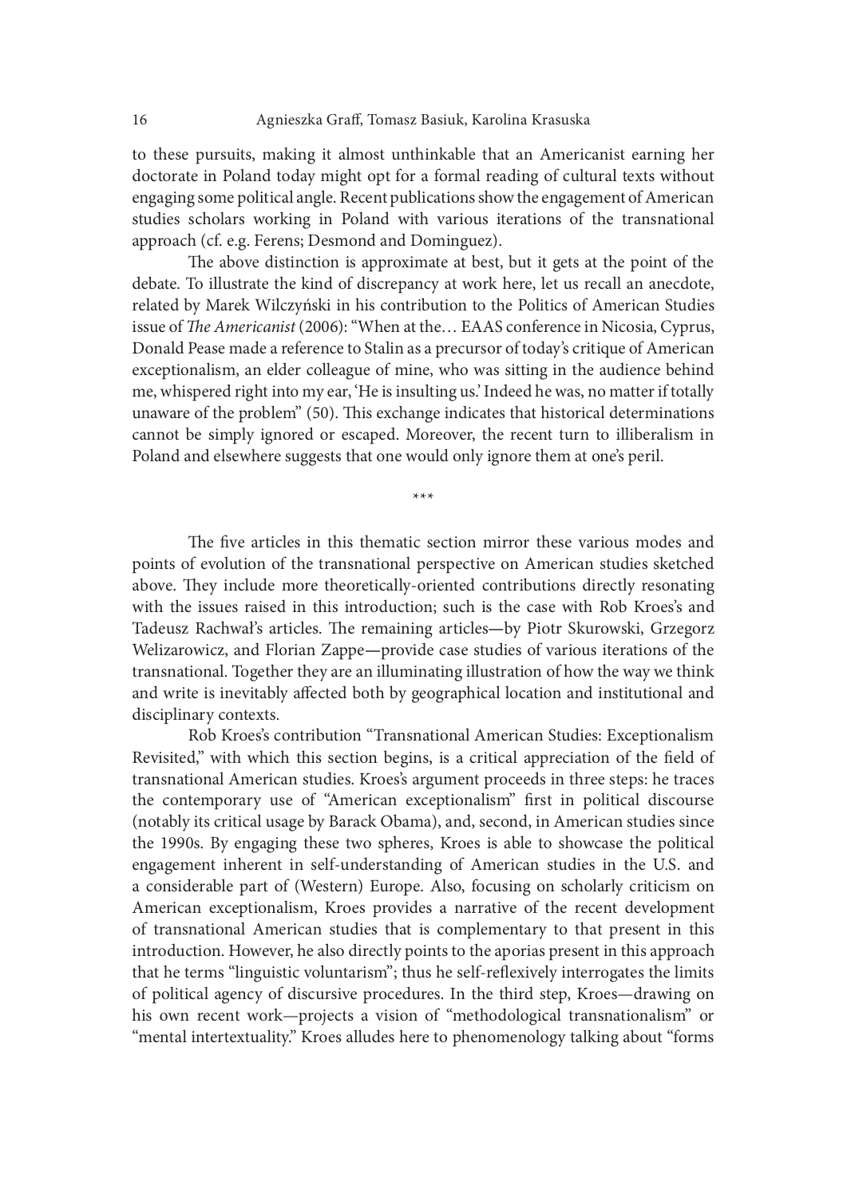to these pursuits, making it almost unthinkable that an Americanist earning her doctorate in Poland today might opt for a formal reading of cultural texts without engaging some political angle. Recent publications show the engagement of American studies scholars working in Poland with various iterations of the transnational approach (cf. e.g. Ferens; Desmond and Dominguez).

The above distinction is approximate at best, but it gets at the point of the debate. To illustrate the kind of discrepancy at work here, let us recall an anecdote, related by Marek Wilczyński in his contribution to the Politics of American Studies issue of *The Americanist* (2006): "When at the… EAAS conference in Nicosia, Cyprus, Donald Pease made a reference to Stalin as a precursor of today's critique of American exceptionalism, an elder colleague of mine, who was sitting in the audience behind me, whispered right into my ear, 'He is insulting us.' Indeed he was, no matter if totally unaware of the problem" (50). This exchange indicates that historical determinations cannot be simply ignored or escaped. Moreover, the recent turn to illiberalism in Poland and elsewhere suggests that one would only ignore them at one's peril.

\*\*\*

The five articles in this thematic section mirror these various modes and points of evolution of the transnational perspective on American studies sketched above. They include more theoretically-oriented contributions directly resonating with the issues raised in this introduction; such is the case with Rob Kroes's and Tadeusz Rachwał's articles. The remaining articles—by Piotr Skurowski, Grzegorz Welizarowicz, and Florian Zappe—provide case studies of various iterations of the transnational. Together they are an illuminating illustration of how the way we think and write is inevitably affected both by geographical location and institutional and disciplinary contexts.

Rob Kroes's contribution "Transnational American Studies: Exceptionalism Revisited," with which this section begins, is a critical appreciation of the field of transnational American studies. Kroes's argument proceeds in three steps: he traces the contemporary use of "American exceptionalism" first in political discourse (notably its critical usage by Barack Obama), and, second, in American studies since the 1990s. By engaging these two spheres, Kroes is able to showcase the political engagement inherent in self-understanding of American studies in the U.S. and a considerable part of (Western) Europe. Also, focusing on scholarly criticism on American exceptionalism, Kroes provides a narrative of the recent development of transnational American studies that is complementary to that present in this introduction. However, he also directly points to the aporias present in this approach that he terms "linguistic voluntarism"; thus he self-reflexively interrogates the limits of political agency of discursive procedures. In the third step, Kroes—drawing on his own recent work—projects a vision of "methodological transnationalism" or "mental intertextuality." Kroes alludes here to phenomenology talking about "forms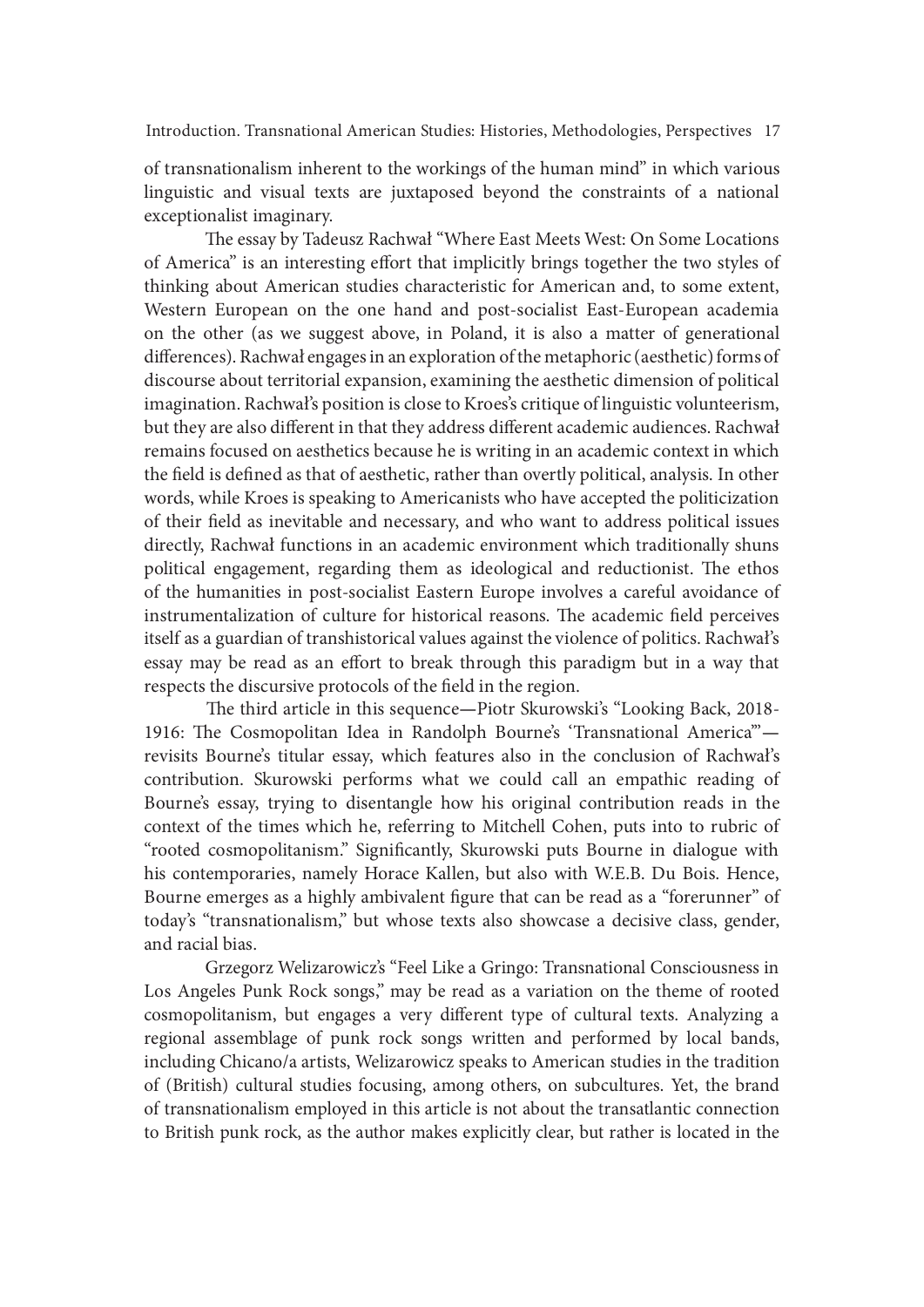of transnationalism inherent to the workings of the human mind" in which various linguistic and visual texts are juxtaposed beyond the constraints of a national exceptionalist imaginary.

The essay by Tadeusz Rachwał "Where East Meets West: On Some Locations of America" is an interesting effort that implicitly brings together the two styles of thinking about American studies characteristic for American and, to some extent, Western European on the one hand and post-socialist East-European academia on the other (as we suggest above, in Poland, it is also a matter of generational differences). Rachwał engages in an exploration of the metaphoric (aesthetic) forms of discourse about territorial expansion, examining the aesthetic dimension of political imagination. Rachwał's position is close to Kroes's critique of linguistic volunteerism, but they are also different in that they address different academic audiences. Rachwał remains focused on aesthetics because he is writing in an academic context in which the field is defined as that of aesthetic, rather than overtly political, analysis. In other words, while Kroes is speaking to Americanists who have accepted the politicization of their field as inevitable and necessary, and who want to address political issues directly, Rachwał functions in an academic environment which traditionally shuns political engagement, regarding them as ideological and reductionist. The ethos of the humanities in post-socialist Eastern Europe involves a careful avoidance of instrumentalization of culture for historical reasons. The academic field perceives itself as a guardian of transhistorical values against the violence of politics. Rachwał's essay may be read as an effort to break through this paradigm but in a way that respects the discursive protocols of the field in the region.

The third article in this sequence—Piotr Skurowski's "Looking Back, 2018-1916: The Cosmopolitan Idea in Randolph Bourne's 'Transnational America'"—revisits Bourne's titular essay, which features also in the conclusion of Rachwał's contribution. Skurowski performs what we could call an empathic reading of Bourne's essay, trying to disentangle how his original contribution reads in the context of the times which he, referring to Mitchell Cohen, puts into to rubric of "rooted cosmopolitanism." Significantly, Skurowski puts Bourne in dialogue with his contemporaries, namely Horace Kallen, but also with W.E.B. Du Bois. Hence, Bourne emerges as a highly ambivalent figure that can be read as a "forerunner" of today's "transnationalism," but whose texts also showcase a decisive class, gender, and racial bias.

Grzegorz Welizarowicz's "Feel Like a Gringo: Transnational Consciousness in Los Angeles Punk Rock songs," may be read as a variation on the theme of rooted cosmopolitanism, but engages a very different type of cultural texts. Analyzing a regional assemblage of punk rock songs written and performed by local bands, including Chicano/a artists, Welizarowicz speaks to American studies in the tradition of (British) cultural studies focusing, among others, on subcultures. Yet, the brand of transnationalism employed in this article is not about the transatlantic connection to British punk rock, as the author makes explicitly clear, but rather is located in the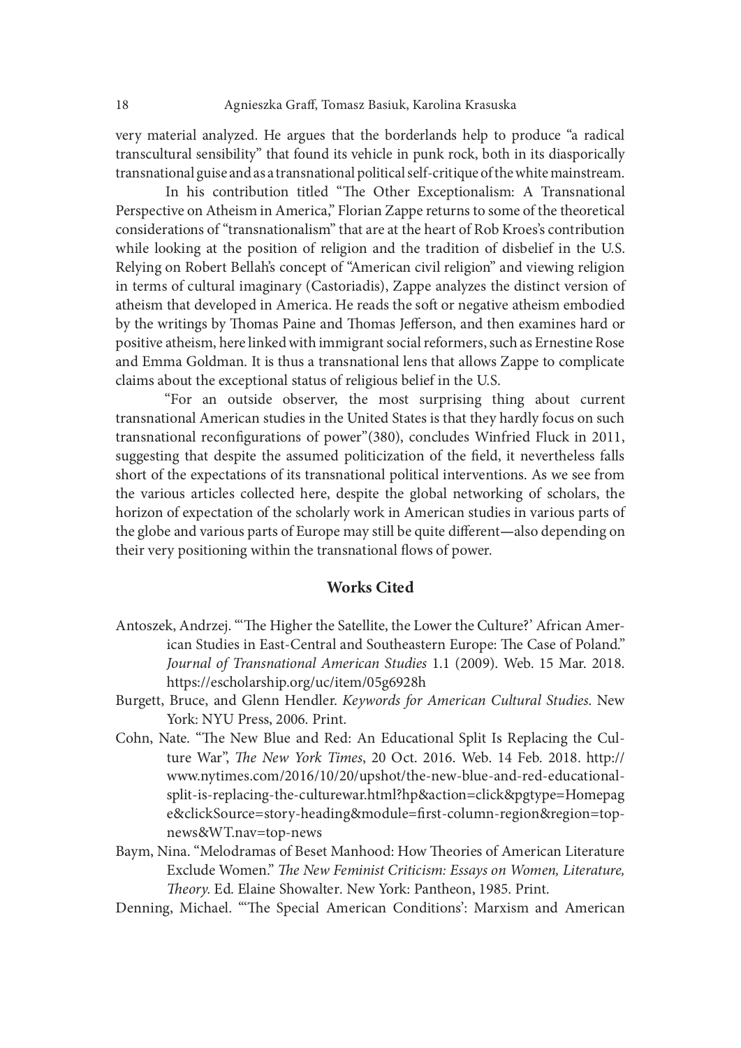very material analyzed. He argues that the borderlands help to produce "a radical transcultural sensibility" that found its vehicle in punk rock, both in its diasporically transnational guise and as a transnational political self-critique of the white mainstream.

In his contribution titled "The Other Exceptionalism: A Transnational Perspective on Atheism in America," Florian Zappe returns to some of the theoretical considerations of "transnationalism" that are at the heart of Rob Kroes's contribution while looking at the position of religion and the tradition of disbelief in the U.S. Relying on Robert Bellah's concept of "American civil religion" and viewing religion in terms of cultural imaginary (Castoriadis), Zappe analyzes the distinct version of atheism that developed in America. He reads the soft or negative atheism embodied by the writings by Thomas Paine and Thomas Jefferson, and then examines hard or positive atheism, here linked with immigrant social reformers, such as Ernestine Rose and Emma Goldman. It is thus a transnational lens that allows Zappe to complicate claims about the exceptional status of religious belief in the U.S.

"For an outside observer, the most surprising thing about current transnational American studies in the United States is that they hardly focus on such transnational reconfigurations of power"(380), concludes Winfried Fluck in 2011, suggesting that despite the assumed politicization of the field, it nevertheless falls short of the expectations of its transnational political interventions. As we see from the various articles collected here, despite the global networking of scholars, the horizon of expectation of the scholarly work in American studies in various parts of the globe and various parts of Europe may still be quite different—also depending on their very positioning within the transnational flows of power.

## Works Cited

Antoszek, Andrzej. "'The Higher the Satellite, the Lower the Culture?' African American Studies in East-Central and Southeastern Europe: The Case of Poland." *Journal of Transnational American Studies* 1.1 (2009). Web. 15 Mar. 2018. https://escholarship.org/uc/item/05g6928h

Burgett, Bruce, and Glenn Hendler. *Keywords for American Cultural Studies*. New York: NYU Press, 2006. Print.

Cohn, Nate. "The New Blue and Red: An Educational Split Is Replacing the Culture War", *The New York Times*, 20 Oct. 2016. Web. 14 Feb. 2018. http://www.nytimes.com/2016/10/20/upshot/the-new-blue-and-red-educational-split-is-replacing-the-culturewar.html?hp&action=click&pgtype=Homepage&clickSource=story-heading&module=first-column-region&region=top-news&WT.nav=top-news

Baym, Nina. "Melodramas of Beset Manhood: How Theories of American Literature Exclude Women." *The New Feminist Criticism: Essays on Women, Literature, Theory*. Ed. Elaine Showalter. New York: Pantheon, 1985. Print.

Denning, Michael. "'The Special American Conditions': Marxism and American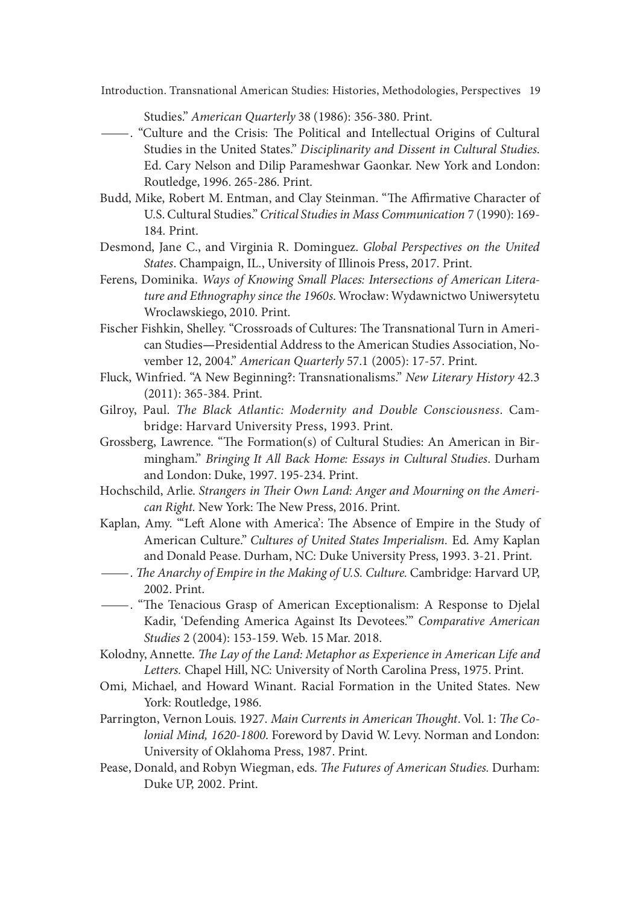Studies." *American Quarterly* 38 (1986): 356-380. Print.

——. "Culture and the Crisis: The Political and Intellectual Origins of Cultural Studies in the United States." *Disciplinarity and Dissent in Cultural Studies*. Ed. Cary Nelson and Dilip Parameshwar Gaonkar. New York and London: Routledge, 1996. 265-286. Print.

Budd, Mike, Robert M. Entman, and Clay Steinman. "The Affirmative Character of U.S. Cultural Studies." *Critical Studies in Mass Communication* 7 (1990): 169-184. Print.

Desmond, Jane C., and Virginia R. Dominguez. *Global Perspectives on the United States*. Champaign, IL., University of Illinois Press, 2017. Print.

Ferens, Dominika. *Ways of Knowing Small Places: Intersections of American Literature and Ethnography since the 1960s*. Wrocław: Wydawnictwo Uniwersytetu Wroclawskiego, 2010. Print.

Fischer Fishkin, Shelley. "Crossroads of Cultures: The Transnational Turn in American Studies—Presidential Address to the American Studies Association, November 12, 2004." *American Quarterly* 57.1 (2005): 17-57. Print.

Fluck, Winfried. "A New Beginning?: Transnationalisms." *New Literary History* 42.3 (2011): 365-384. Print.

Gilroy, Paul. *The Black Atlantic: Modernity and Double Consciousness*. Cambridge: Harvard University Press, 1993. Print.

Grossberg, Lawrence. "The Formation(s) of Cultural Studies: An American in Birmingham." *Bringing It All Back Home: Essays in Cultural Studies*. Durham and London: Duke, 1997. 195-234. Print.

Hochschild, Arlie. *Strangers in Their Own Land: Anger and Mourning on the American Right*. New York: The New Press, 2016. Print.

Kaplan, Amy. "'Left Alone with America': The Absence of Empire in the Study of American Culture." *Cultures of United States Imperialism*. Ed. Amy Kaplan and Donald Pease. Durham, NC: Duke University Press, 1993. 3-21. Print.

——. *The Anarchy of Empire in the Making of U.S. Culture*. Cambridge: Harvard UP, 2002. Print.

——. "The Tenacious Grasp of American Exceptionalism: A Response to Djelal Kadir, 'Defending America Against Its Devotees.'" *Comparative American Studies* 2 (2004): 153-159. Web. 15 Mar. 2018.

Kolodny, Annette. *The Lay of the Land: Metaphor as Experience in American Life and Letters*. Chapel Hill, NC: University of North Carolina Press, 1975. Print.

Omi, Michael, and Howard Winant. Racial Formation in the United States. New York: Routledge, 1986.

Parrington, Vernon Louis. 1927. *Main Currents in American Thought*. Vol. 1: *The Colonial Mind, 1620-1800*. Foreword by David W. Levy. Norman and London: University of Oklahoma Press, 1987. Print.

Pease, Donald, and Robyn Wiegman, eds. *The Futures of American Studies*. Durham: Duke UP, 2002. Print.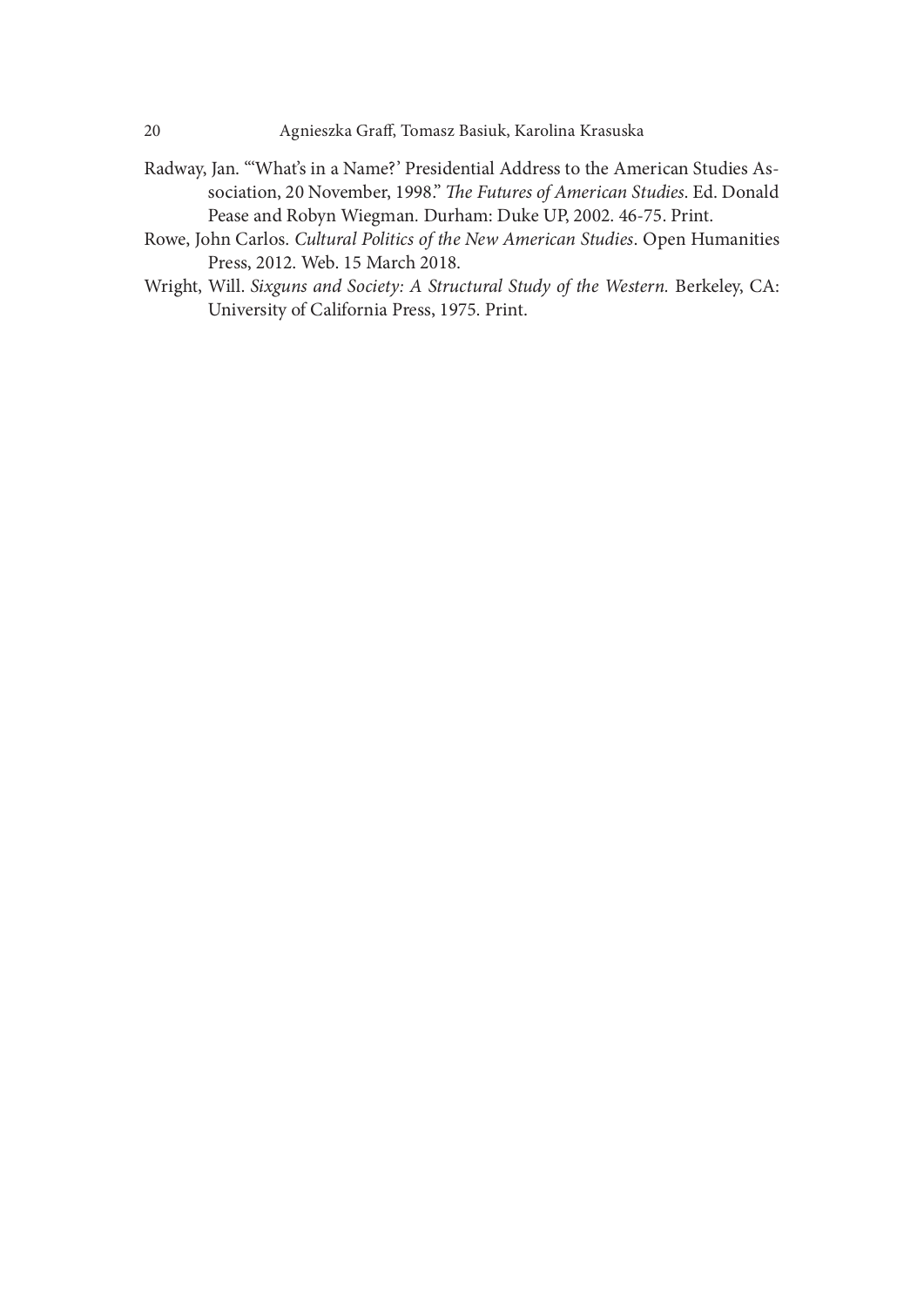Radway, Jan. "'What's in a Name?' Presidential Address to the American Studies Association, 20 November, 1998." *The Futures of American Studies*. Ed. Donald Pease and Robyn Wiegman. Durham: Duke UP, 2002. 46-75. Print.

Rowe, John Carlos. *Cultural Politics of the New American Studies*. Open Humanities Press, 2012. Web. 15 March 2018.

Wright, Will. *Sixguns and Society: A Structural Study of the Western.* Berkeley, CA: University of California Press, 1975. Print.